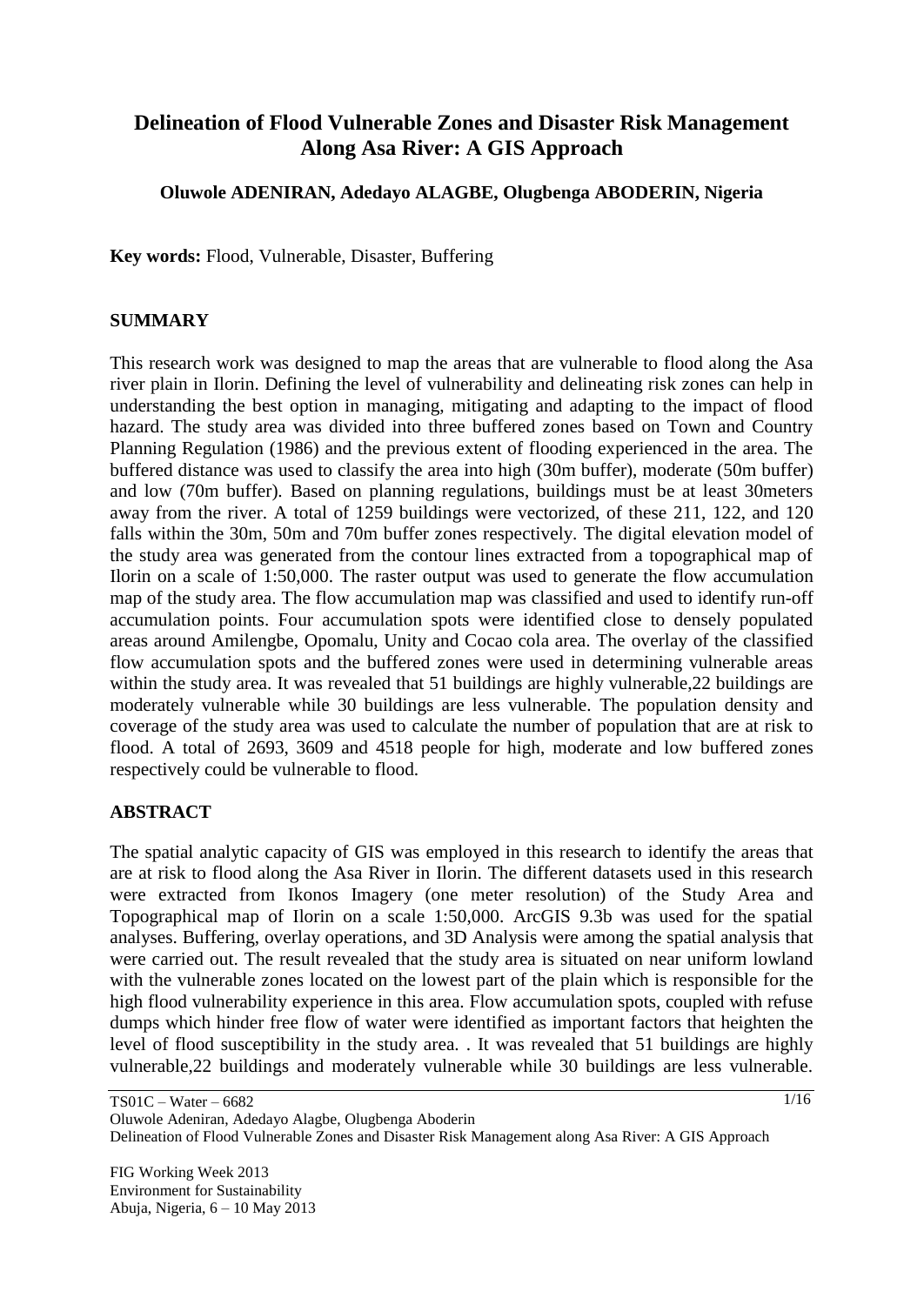# Delineation of Flood Vulnerable Zones and Disaster Risk Management Along Asa River: A GIS Approach

**Oluwole ADENIRAN, Adedayo ALAGBE, Olugbenga ABODERIN, Nigeria**

**Key words:** Flood, Vulnerable, Disaster, Buffering

## SUMMARY

This research work was designed to map the areas that are vulnerable to flood along the Asa river plain in Ilorin. Defining the level of vulnerability and delineating risk zones can help in understanding the best option in managing, mitigating and adapting to the impact of flood hazard. The study area was divided into three buffered zones based on Town and Country Planning Regulation (1986) and the previous extent of flooding experienced in the area. The buffered distance was used to classify the area into high (30m buffer), moderate (50m buffer) and low (70m buffer). Based on planning regulations, buildings must be at least 30meters away from the river. A total of 1259 buildings were vectorized, of these 211, 122, and 120 falls within the 30m, 50m and 70m buffer zones respectively. The digital elevation model of the study area was generated from the contour lines extracted from a topographical map of Ilorin on a scale of 1:50,000. The raster output was used to generate the flow accumulation map of the study area. The flow accumulation map was classified and used to identify run-off accumulation points. Four accumulation spots were identified close to densely populated areas around Amilengbe, Opomalu, Unity and Cocao cola area. The overlay of the classified flow accumulation spots and the buffered zones were used in determining vulnerable areas within the study area. It was revealed that 51 buildings are highly vulnerable,22 buildings are moderately vulnerable while 30 buildings are less vulnerable. The population density and coverage of the study area was used to calculate the number of population that are at risk to flood. A total of 2693, 3609 and 4518 people for high, moderate and low buffered zones respectively could be vulnerable to flood.

## ABSTRACT

The spatial analytic capacity of GIS was employed in this research to identify the areas that are at risk to flood along the Asa River in Ilorin. The different datasets used in this research were extracted from Ikonos Imagery (one meter resolution) of the Study Area and Topographical map of Ilorin on a scale 1:50,000. ArcGIS 9.3b was used for the spatial analyses. Buffering, overlay operations, and 3D Analysis were among the spatial analysis that were carried out. The result revealed that the study area is situated on near uniform lowland with the vulnerable zones located on the lowest part of the plain which is responsible for the high flood vulnerability experience in this area. Flow accumulation spots, coupled with refuse dumps which hinder free flow of water were identified as important factors that heighten the level of flood susceptibility in the study area. . It was revealed that 51 buildings are highly vulnerable,22 buildings and moderately vulnerable while 30 buildings are less vulnerable.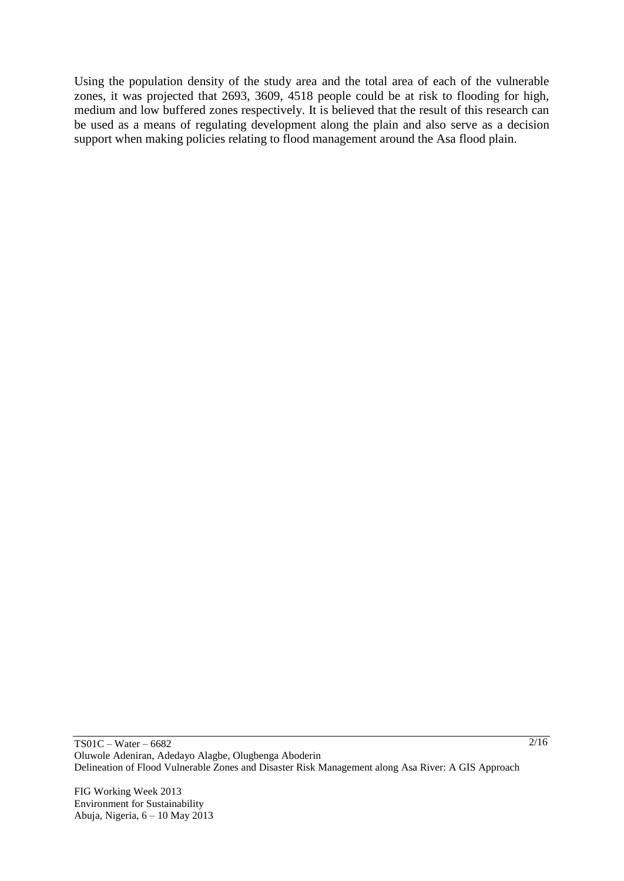Using the population density of the study area and the total area of each of the vulnerable zones, it was projected that 2693, 3609, 4518 people could be at risk to flooding for high, medium and low buffered zones respectively. It is believed that the result of this research can be used as a means of regulating development along the plain and also serve as a decision support when making policies relating to flood management around the Asa flood plain.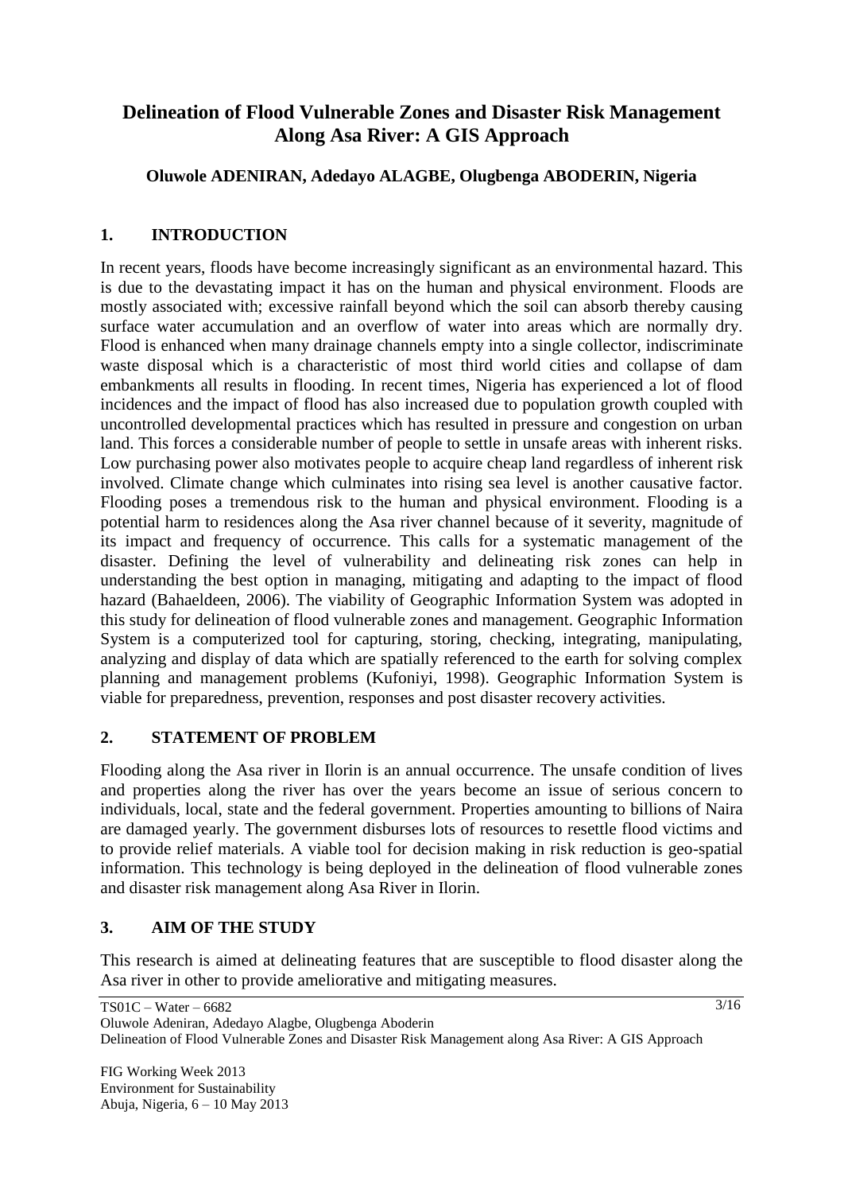# Delineation of Flood Vulnerable Zones and Disaster Risk Management Along Asa River: A GIS Approach

**Oluwole ADENIRAN, Adedayo ALAGBE, Olugbenga ABODERIN, Nigeria**

## 1. INTRODUCTION

In recent years, floods have become increasingly significant as an environmental hazard. This is due to the devastating impact it has on the human and physical environment. Floods are mostly associated with; excessive rainfall beyond which the soil can absorb thereby causing surface water accumulation and an overflow of water into areas which are normally dry. Flood is enhanced when many drainage channels empty into a single collector, indiscriminate waste disposal which is a characteristic of most third world cities and collapse of dam embankments all results in flooding. In recent times, Nigeria has experienced a lot of flood incidences and the impact of flood has also increased due to population growth coupled with uncontrolled developmental practices which has resulted in pressure and congestion on urban land. This forces a considerable number of people to settle in unsafe areas with inherent risks. Low purchasing power also motivates people to acquire cheap land regardless of inherent risk involved. Climate change which culminates into rising sea level is another causative factor. Flooding poses a tremendous risk to the human and physical environment. Flooding is a potential harm to residences along the Asa river channel because of it severity, magnitude of its impact and frequency of occurrence. This calls for a systematic management of the disaster. Defining the level of vulnerability and delineating risk zones can help in understanding the best option in managing, mitigating and adapting to the impact of flood hazard (Bahaeldeen, 2006). The viability of Geographic Information System was adopted in this study for delineation of flood vulnerable zones and management. Geographic Information System is a computerized tool for capturing, storing, checking, integrating, manipulating, analyzing and display of data which are spatially referenced to the earth for solving complex planning and management problems (Kufoniyi, 1998). Geographic Information System is viable for preparedness, prevention, responses and post disaster recovery activities.

## 2. STATEMENT OF PROBLEM

Flooding along the Asa river in Ilorin is an annual occurrence. The unsafe condition of lives and properties along the river has over the years become an issue of serious concern to individuals, local, state and the federal government. Properties amounting to billions of Naira are damaged yearly. The government disburses lots of resources to resettle flood victims and to provide relief materials. A viable tool for decision making in risk reduction is geo-spatial information. This technology is being deployed in the delineation of flood vulnerable zones and disaster risk management along Asa River in Ilorin.

## 3. AIM OF THE STUDY

This research is aimed at delineating features that are susceptible to flood disaster along the Asa river in other to provide ameliorative and mitigating measures.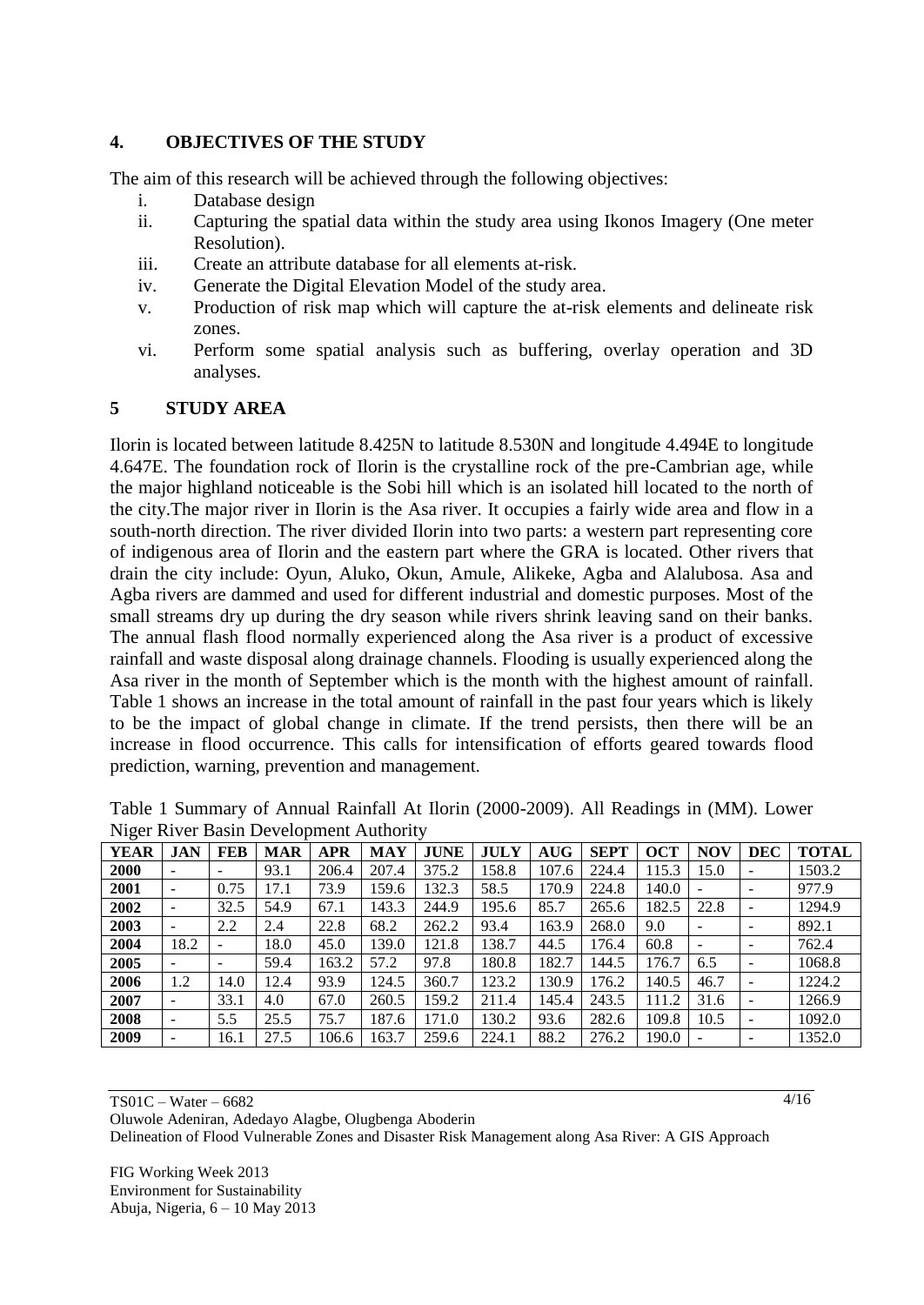## 4. OBJECTIVES OF THE STUDY

The aim of this research will be achieved through the following objectives:

i. Database design
ii. Capturing the spatial data within the study area using Ikonos Imagery (One meter Resolution).
iii. Create an attribute database for all elements at-risk.
iv. Generate the Digital Elevation Model of the study area.
v. Production of risk map which will capture the at-risk elements and delineate risk zones.
vi. Perform some spatial analysis such as buffering, overlay operation and 3D analyses.

## 5 STUDY AREA

Ilorin is located between latitude 8.425N to latitude 8.530N and longitude 4.494E to longitude 4.647E. The foundation rock of Ilorin is the crystalline rock of the pre-Cambrian age, while the major highland noticeable is the Sobi hill which is an isolated hill located to the north of the city.The major river in Ilorin is the Asa river. It occupies a fairly wide area and flow in a south-north direction. The river divided Ilorin into two parts: a western part representing core of indigenous area of Ilorin and the eastern part where the GRA is located. Other rivers that drain the city include: Oyun, Aluko, Okun, Amule, Alikeke, Agba and Alalubosa. Asa and Agba rivers are dammed and used for different industrial and domestic purposes. Most of the small streams dry up during the dry season while rivers shrink leaving sand on their banks. The annual flash flood normally experienced along the Asa river is a product of excessive rainfall and waste disposal along drainage channels. Flooding is usually experienced along the Asa river in the month of September which is the month with the highest amount of rainfall. Table 1 shows an increase in the total amount of rainfall in the past four years which is likely to be the impact of global change in climate. If the trend persists, then there will be an increase in flood occurrence. This calls for intensification of efforts geared towards flood prediction, warning, prevention and management.

Table 1 Summary of Annual Rainfall At Ilorin (2000-2009). All Readings in (MM). Lower Niger River Basin Development Authority

| YEAR | JAN | FEB | MAR | APR | MAY | JUNE | JULY | AUG | SEPT | OCT | NOV | DEC | TOTAL |
|---|---|---|---|---|---|---|---|---|---|---|---|---|---|
| **2000** | - | - | 93.1 | 206.4 | 207.4 | 375.2 | 158.8 | 107.6 | 224.4 | 115.3 | 15.0 | - | 1503.2 |
| **2001** | - | 0.75 | 17.1 | 73.9 | 159.6 | 132.3 | 58.5 | 170.9 | 224.8 | 140.0 | - | - | 977.9 |
| **2002** | - | 32.5 | 54.9 | 67.1 | 143.3 | 244.9 | 195.6 | 85.7 | 265.6 | 182.5 | 22.8 | - | 1294.9 |
| **2003** | - | 2.2 | 2.4 | 22.8 | 68.2 | 262.2 | 93.4 | 163.9 | 268.0 | 9.0 | - | - | 892.1 |
| **2004** | 18.2 | - | 18.0 | 45.0 | 139.0 | 121.8 | 138.7 | 44.5 | 176.4 | 60.8 | - | - | 762.4 |
| **2005** | - | - | 59.4 | 163.2 | 57.2 | 97.8 | 180.8 | 182.7 | 144.5 | 176.7 | 6.5 | - | 1068.8 |
| **2006** | 1.2 | 14.0 | 12.4 | 93.9 | 124.5 | 360.7 | 123.2 | 130.9 | 176.2 | 140.5 | 46.7 | - | 1224.2 |
| **2007** | - | 33.1 | 4.0 | 67.0 | 260.5 | 159.2 | 211.4 | 145.4 | 243.5 | 111.2 | 31.6 | - | 1266.9 |
| **2008** | - | 5.5 | 25.5 | 75.7 | 187.6 | 171.0 | 130.2 | 93.6 | 282.6 | 109.8 | 10.5 | - | 1092.0 |
| **2009** | - | 16.1 | 27.5 | 106.6 | 163.7 | 259.6 | 224.1 | 88.2 | 276.2 | 190.0 | - | - | 1352.0 |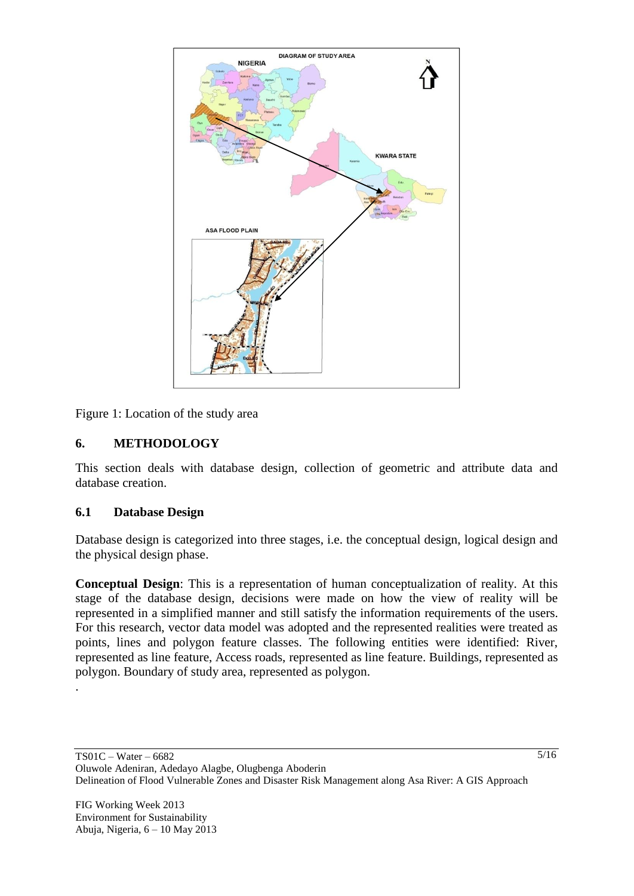Figure 1: Location of the study area

## 6. METHODOLOGY

This section deals with database design, collection of geometric and attribute data and database creation.

### 6.1 Database Design

Database design is categorized into three stages, i.e. the conceptual design, logical design and the physical design phase.

**Conceptual Design**: This is a representation of human conceptualization of reality. At this stage of the database design, decisions were made on how the view of reality will be represented in a simplified manner and still satisfy the information requirements of the users. For this research, vector data model was adopted and the represented realities were treated as points, lines and polygon feature classes. The following entities were identified: River, represented as line feature, Access roads, represented as line feature. Buildings, represented as polygon. Boundary of study area, represented as polygon.

.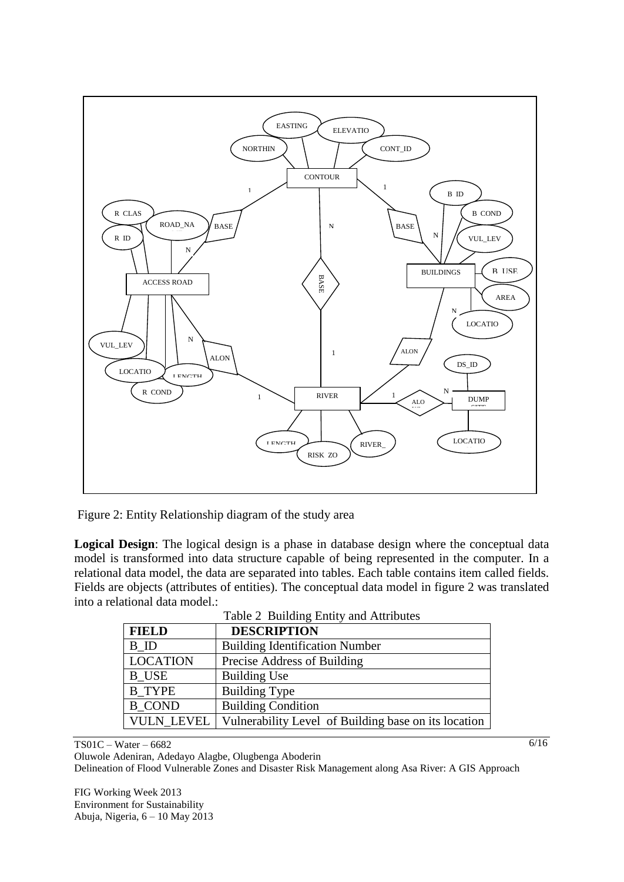Figure 2: Entity Relationship diagram of the study area

**Logical Design**: The logical design is a phase in database design where the conceptual data model is transformed into data structure capable of being represented in the computer. In a relational data model, the data are separated into tables. Each table contains item called fields. Fields are objects (attributes of entities). The conceptual data model in figure 2 was translated into a relational data model.:

Table 2 Building Entity and Attributes

| **FIELD** | **DESCRIPTION** |
|---|---|
| B_ID | Building Identification Number |
| LOCATION | Precise Address of Building |
| B_USE | Building Use |
| B_TYPE | Building Type |
| B_COND | Building Condition |
| VULN_LEVEL | Vulnerability Level of Building base on its location |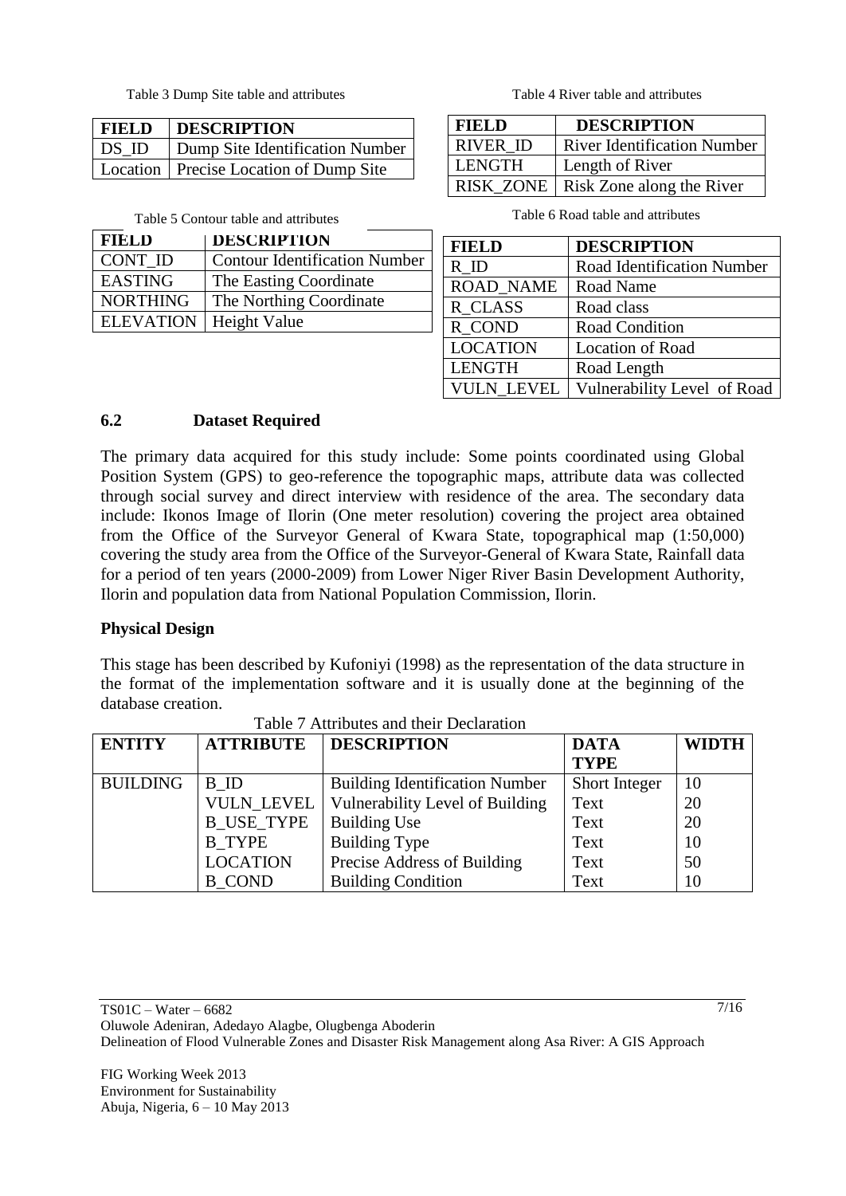Table 3 Dump Site table and attributes

| FIELD | DESCRIPTION |
|---|---|
| DS_ID | Dump Site Identification Number |
| Location | Precise Location of Dump Site |

Table 4 River table and attributes

| FIELD | DESCRIPTION |
|---|---|
| RIVER_ID | River Identification Number |
| LENGTH | Length of River |
| RISK_ZONE | Risk Zone along the River |

Table 5 Contour table and attributes

| FIELD | DESCRIPTION |
|---|---|
| CONT_ID | Contour Identification Number |
| EASTING | The Easting Coordinate |
| NORTHING | The Northing Coordinate |
| ELEVATION | Height Value |

Table 6 Road table and attributes

| FIELD | DESCRIPTION |
|---|---|
| R_ID | Road Identification Number |
| ROAD_NAME | Road Name |
| R_CLASS | Road class |
| R_COND | Road Condition |
| LOCATION | Location of Road |
| LENGTH | Road Length |
| VULN_LEVEL | Vulnerability Level of Road |

## 6.2 Dataset Required

The primary data acquired for this study include: Some points coordinated using Global Position System (GPS) to geo-reference the topographic maps, attribute data was collected through social survey and direct interview with residence of the area. The secondary data include: Ikonos Image of Ilorin (One meter resolution) covering the project area obtained from the Office of the Surveyor General of Kwara State, topographical map (1:50,000) covering the study area from the Office of the Surveyor-General of Kwara State, Rainfall data for a period of ten years (2000-2009) from Lower Niger River Basin Development Authority, Ilorin and population data from National Population Commission, Ilorin.

**Physical Design**

This stage has been described by Kufoniyi (1998) as the representation of the data structure in the format of the implementation software and it is usually done at the beginning of the database creation.

Table 7 Attributes and their Declaration

| ENTITY | ATTRIBUTE | DESCRIPTION | DATA TYPE | WIDTH |
|---|---|---|---|---|
| BUILDING | B_ID | Building Identification Number | Short Integer | 10 |
| | VULN_LEVEL | Vulnerability Level of Building | Text | 20 |
| | B_USE_TYPE | Building Use | Text | 20 |
| | B_TYPE | Building Type | Text | 10 |
| | LOCATION | Precise Address of Building | Text | 50 |
| | B_COND | Building Condition | Text | 10 |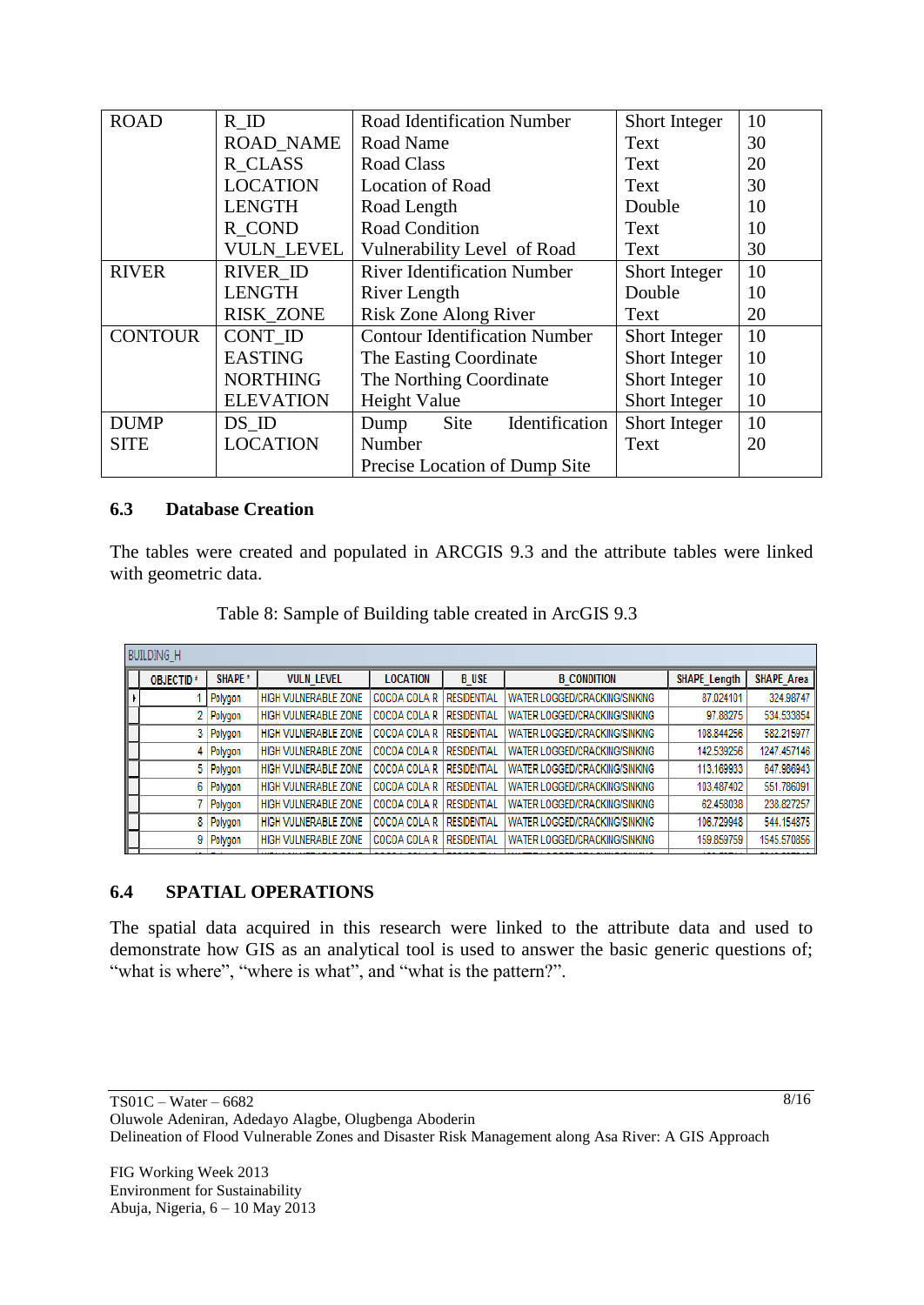| ROAD | R_ID | Road Identification Number | Short Integer | 10 |
|---|---|---|---|---|
| | ROAD_NAME | Road Name | Text | 30 |
| | R_CLASS | Road Class | Text | 20 |
| | LOCATION | Location of Road | Text | 30 |
| | LENGTH | Road Length | Double | 10 |
| | R_COND | Road Condition | Text | 10 |
| | VULN_LEVEL | Vulnerability Level of Road | Text | 30 |
| RIVER | RIVER_ID | River Identification Number | Short Integer | 10 |
| | LENGTH | River Length | Double | 10 |
| | RISK_ZONE | Risk Zone Along River | Text | 20 |
| CONTOUR | CONT_ID | Contour Identification Number | Short Integer | 10 |
| | EASTING | The Easting Coordinate | Short Integer | 10 |
| | NORTHING | The Northing Coordinate | Short Integer | 10 |
| | ELEVATION | Height Value | Short Integer | 10 |
| DUMP SITE | DS_ID | Dump Site Identification Number | Short Integer | 10 |
| | LOCATION | Precise Location of Dump Site | Text | 20 |

### 6.3 Database Creation

The tables were created and populated in ARCGIS 9.3 and the attribute tables were linked with geometric data.

Table 8: Sample of Building table created in ArcGIS 9.3

BUILDING_H

| OBJECTID * | SHAPE * | VULN_LEVEL | LOCATION | B_USE | B_CONDITION | SHAPE_Length | SHAPE_Area |
|---|---|---|---|---|---|---|---|
| 1 | Polygon | HIGH VULNERABLE ZONE | COCOA COLA R | RESIDENTIAL | WATER LOGGED/CRACKING/SINKING | 87.024101 | 324.98747 |
| 2 | Polygon | HIGH VULNERABLE ZONE | COCOA COLA R | RESIDENTIAL | WATER LOGGED/CRACKING/SINKING | 97.88275 | 534.533854 |
| 3 | Polygon | HIGH VULNERABLE ZONE | COCOA COLA R | RESIDENTIAL | WATER LOGGED/CRACKING/SINKING | 108.844256 | 582.215977 |
| 4 | Polygon | HIGH VULNERABLE ZONE | COCOA COLA R | RESIDENTIAL | WATER LOGGED/CRACKING/SINKING | 142.539256 | 1247.457146 |
| 5 | Polygon | HIGH VULNERABLE ZONE | COCOA COLA R | RESIDENTIAL | WATER LOGGED/CRACKING/SINKING | 113.169933 | 647.986943 |
| 6 | Polygon | HIGH VULNERABLE ZONE | COCOA COLA R | RESIDENTIAL | WATER LOGGED/CRACKING/SINKING | 103.487402 | 551.786091 |
| 7 | Polygon | HIGH VULNERABLE ZONE | COCOA COLA R | RESIDENTIAL | WATER LOGGED/CRACKING/SINKING | 62.458038 | 238.827257 |
| 8 | Polygon | HIGH VULNERABLE ZONE | COCOA COLA R | RESIDENTIAL | WATER LOGGED/CRACKING/SINKING | 106.729948 | 544.154375 |
| 9 | Polygon | HIGH VULNERABLE ZONE | COCOA COLA R | RESIDENTIAL | WATER LOGGED/CRACKING/SINKING | 159.859759 | 1545.570856 |

### 6.4 SPATIAL OPERATIONS

The spatial data acquired in this research were linked to the attribute data and used to demonstrate how GIS as an analytical tool is used to answer the basic generic questions of; "what is where", "where is what", and "what is the pattern?".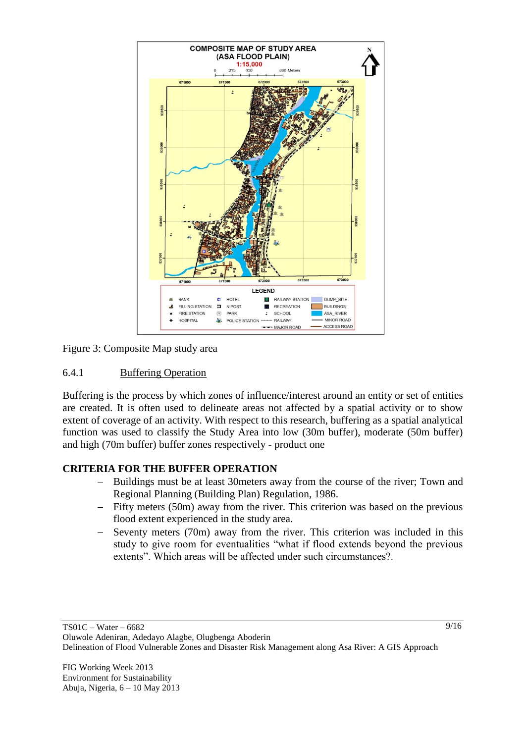Figure 3: Composite Map study area

### 6.4.1 Buffering Operation

Buffering is the process by which zones of influence/interest around an entity or set of entities are created. It is often used to delineate areas not affected by a spatial activity or to show extent of coverage of an activity. With respect to this research, buffering as a spatial analytical function was used to classify the Study Area into low (30m buffer), moderate (50m buffer) and high (70m buffer) buffer zones respectively - product one

**CRITERIA FOR THE BUFFER OPERATION**

- Buildings must be at least 30meters away from the course of the river; Town and Regional Planning (Building Plan) Regulation, 1986.
- Fifty meters (50m) away from the river. This criterion was based on the previous flood extent experienced in the study area.
- Seventy meters (70m) away from the river. This criterion was included in this study to give room for eventualities "what if flood extends beyond the previous extents". Which areas will be affected under such circumstances?.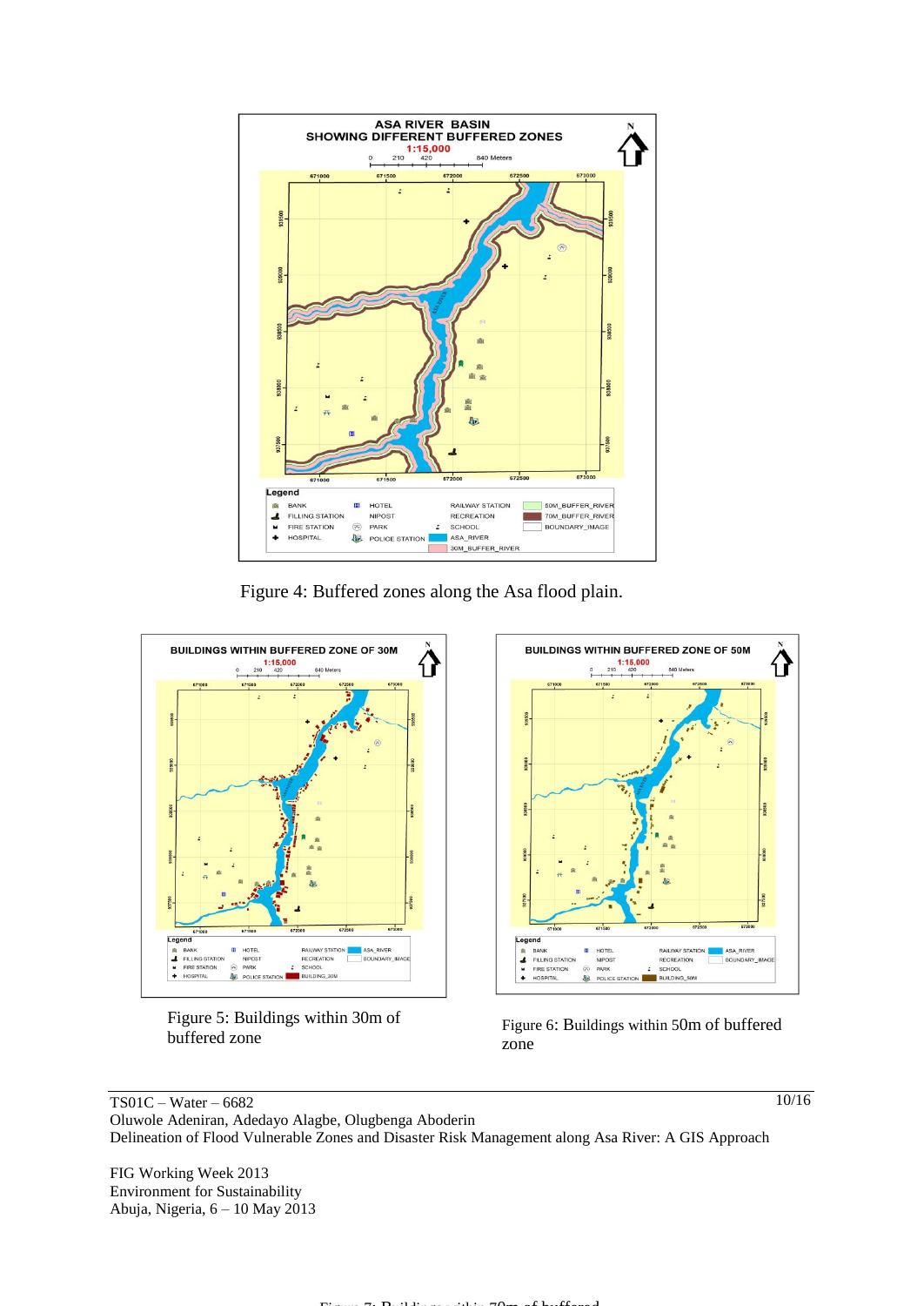Figure 4: Buffered zones along the Asa flood plain.

Figure 5: Buildings within 30m of buffered zone

Figure 6: Buildings within 50m of buffered zone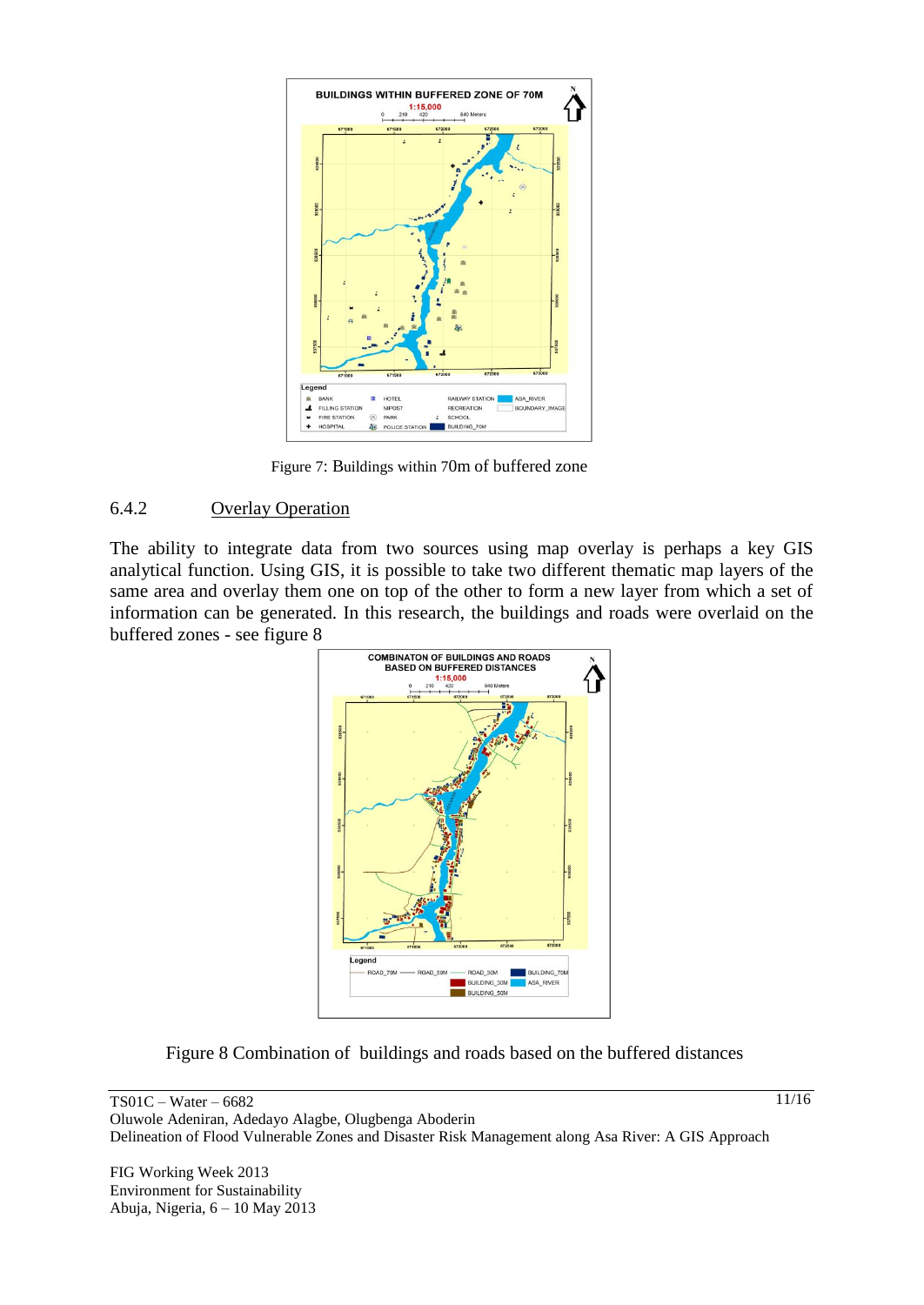Figure 7: Buildings within 70m of buffered zone

### 6.4.2 Overlay Operation

The ability to integrate data from two sources using map overlay is perhaps a key GIS analytical function. Using GIS, it is possible to take two different thematic map layers of the same area and overlay them one on top of the other to form a new layer from which a set of information can be generated. In this research, the buildings and roads were overlaid on the buffered zones - see figure 8

Figure 8 Combination of buildings and roads based on the buffered distances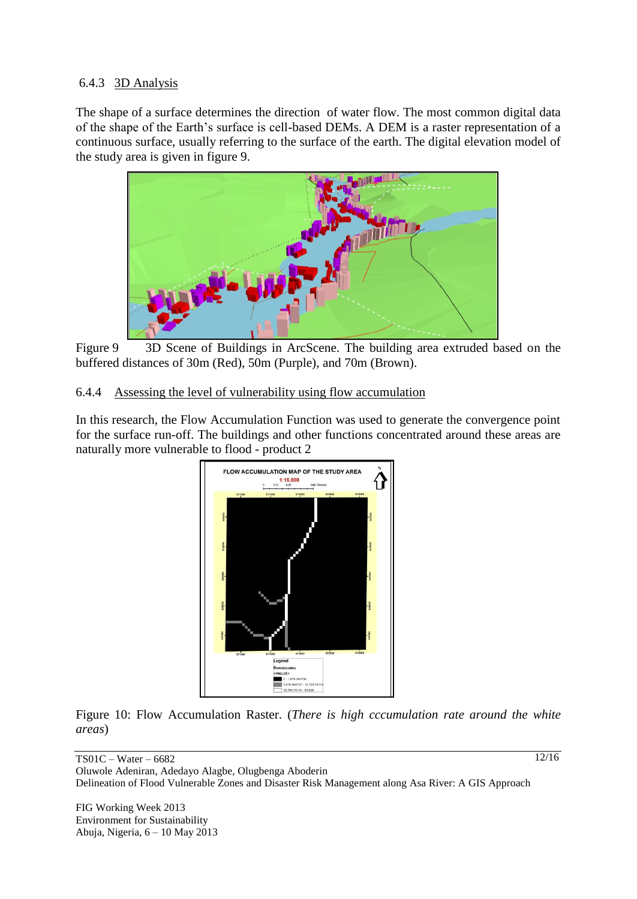#### 6.4.3 3D Analysis

The shape of a surface determines the direction of water flow. The most common digital data of the shape of the Earth's surface is cell-based DEMs. A DEM is a raster representation of a continuous surface, usually referring to the surface of the earth. The digital elevation model of the study area is given in figure 9.

Figure 9 3D Scene of Buildings in ArcScene. The building area extruded based on the buffered distances of 30m (Red), 50m (Purple), and 70m (Brown).

#### 6.4.4 Assessing the level of vulnerability using flow accumulation

In this research, the Flow Accumulation Function was used to generate the convergence point for the surface run-off. The buildings and other functions concentrated around these areas are naturally more vulnerable to flood - product 2

Figure 10: Flow Accumulation Raster. (*There is high cccumulation rate around the white areas*)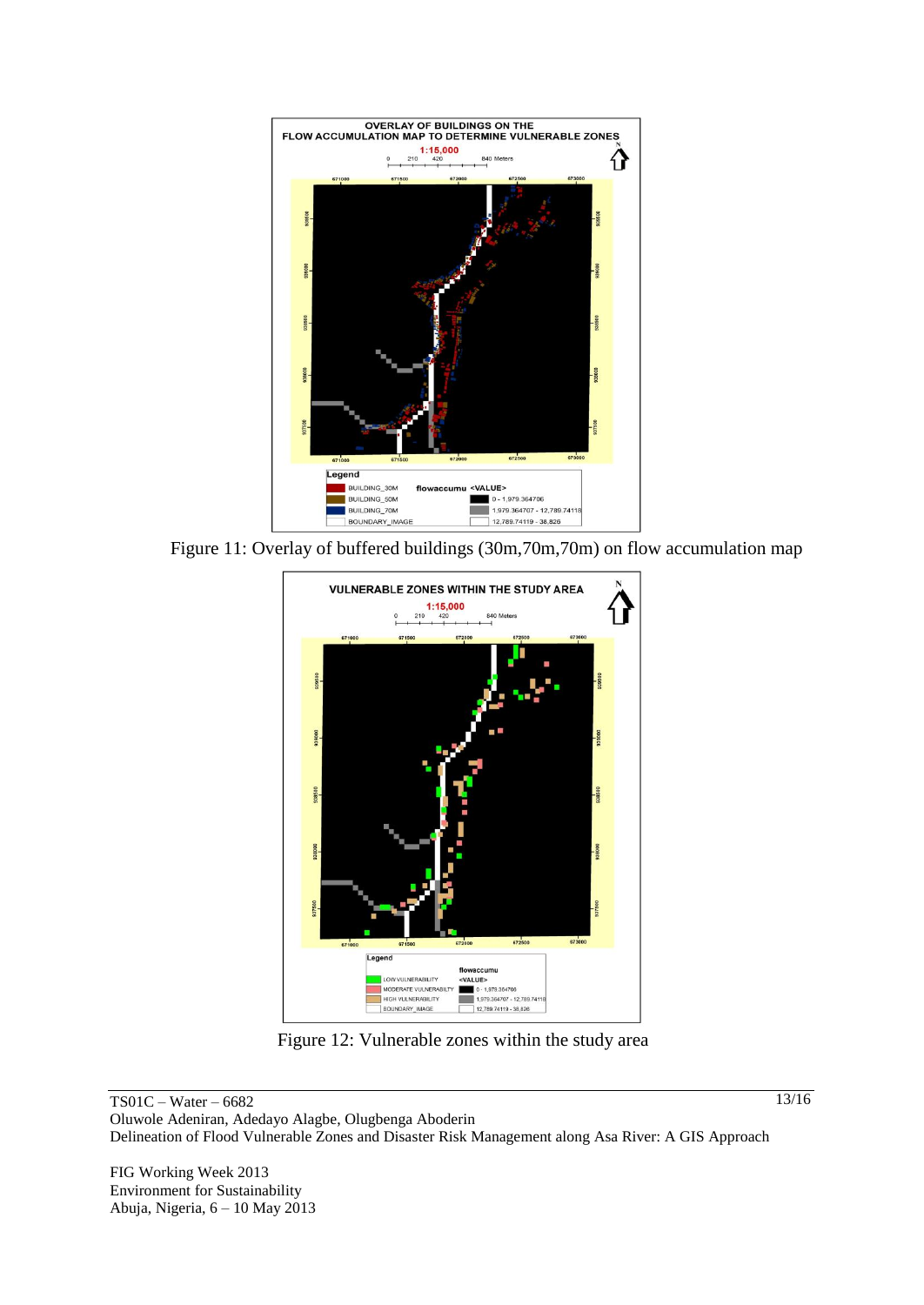Figure 11: Overlay of buffered buildings (30m,70m,70m) on flow accumulation map

Figure 12: Vulnerable zones within the study area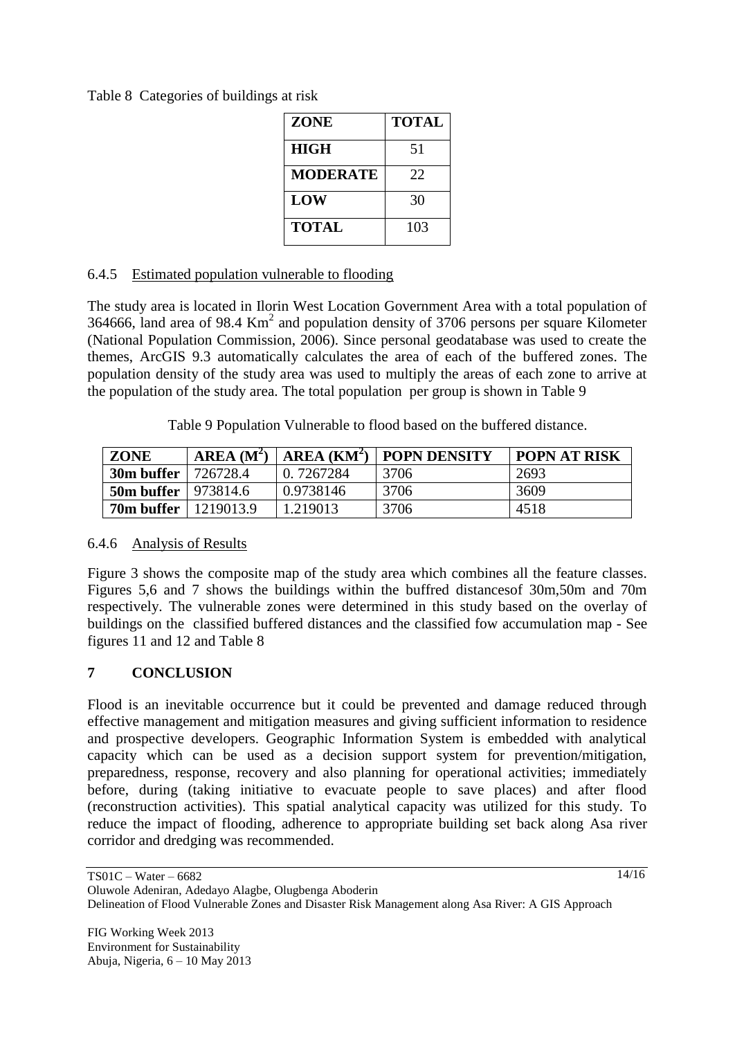Table 8 Categories of buildings at risk

| ZONE | TOTAL |
|---|---|
| **HIGH** | 51 |
| **MODERATE** | 22 |
| **LOW** | 30 |
| **TOTAL** | 103 |

### 6.4.5 Estimated population vulnerable to flooding

The study area is located in Ilorin West Location Government Area with a total population of 364666, land area of 98.4 $Km^2$ and population density of 3706 persons per square Kilometer (National Population Commission, 2006). Since personal geodatabase was used to create the themes, ArcGIS 9.3 automatically calculates the area of each of the buffered zones. The population density of the study area was used to multiply the areas of each zone to arrive at the population of the study area. The total population per group is shown in Table 9

Table 9 Population Vulnerable to flood based on the buffered distance.

| ZONE | AREA ($M^2$) | AREA ($KM^2$) | POPN DENSITY | POPN AT RISK |
|---|---|---|---|---|
| **30m buffer** | 726728.4 | 0. 7267284 | 3706 | 2693 |
| **50m buffer** | 973814.6 | 0.9738146 | 3706 | 3609 |
| **70m buffer** | 1219013.9 | 1.219013 | 3706 | 4518 |

### 6.4.6 Analysis of Results

Figure 3 shows the composite map of the study area which combines all the feature classes. Figures 5,6 and 7 shows the buildings within the buffred distancesof 30m,50m and 70m respectively. The vulnerable zones were determined in this study based on the overlay of buildings on the classified buffered distances and the classified fow accumulation map - See figures 11 and 12 and Table 8

## 7 CONCLUSION

Flood is an inevitable occurrence but it could be prevented and damage reduced through effective management and mitigation measures and giving sufficient information to residence and prospective developers. Geographic Information System is embedded with analytical capacity which can be used as a decision support system for prevention/mitigation, preparedness, response, recovery and also planning for operational activities; immediately before, during (taking initiative to evacuate people to save places) and after flood (reconstruction activities). This spatial analytical capacity was utilized for this study. To reduce the impact of flooding, adherence to appropriate building set back along Asa river corridor and dredging was recommended.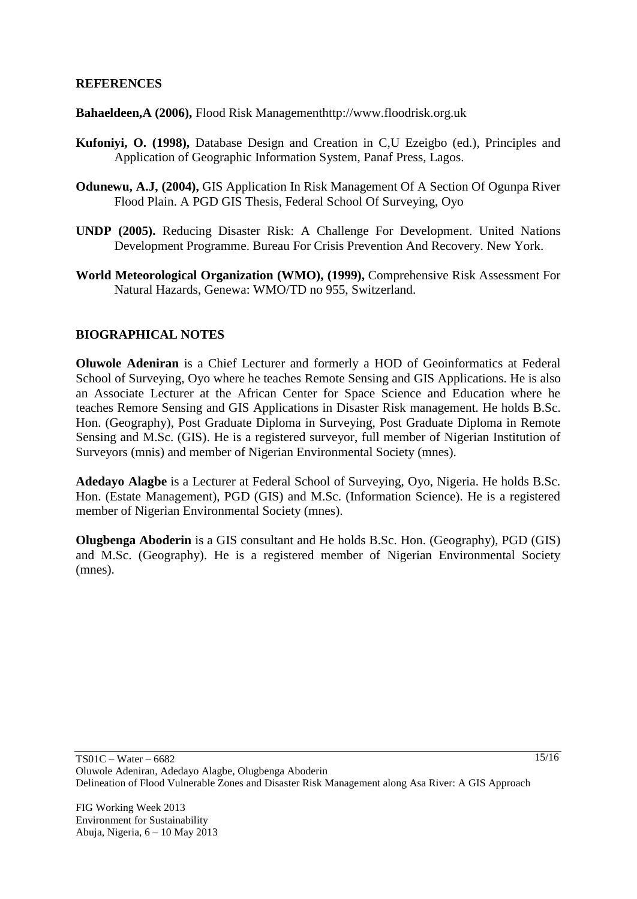## REFERENCES

**Bahaeldeen,A (2006),** Flood Risk Managementhttp://www.floodrisk.org.uk

**Kufoniyi, O. (1998),** Database Design and Creation in C,U Ezeigbo (ed.), Principles and Application of Geographic Information System, Panaf Press, Lagos.

**Odunewu, A.J, (2004),** GIS Application In Risk Management Of A Section Of Ogunpa River Flood Plain. A PGD GIS Thesis, Federal School Of Surveying, Oyo

**UNDP (2005).** Reducing Disaster Risk: A Challenge For Development. United Nations Development Programme. Bureau For Crisis Prevention And Recovery. New York.

**World Meteorological Organization (WMO), (1999),** Comprehensive Risk Assessment For Natural Hazards, Genewa: WMO/TD no 955, Switzerland.

## BIOGRAPHICAL NOTES

**Oluwole Adeniran** is a Chief Lecturer and formerly a HOD of Geoinformatics at Federal School of Surveying, Oyo where he teaches Remote Sensing and GIS Applications. He is also an Associate Lecturer at the African Center for Space Science and Education where he teaches Remore Sensing and GIS Applications in Disaster Risk management. He holds B.Sc. Hon. (Geography), Post Graduate Diploma in Surveying, Post Graduate Diploma in Remote Sensing and M.Sc. (GIS). He is a registered surveyor, full member of Nigerian Institution of Surveyors (mnis) and member of Nigerian Environmental Society (mnes).

**Adedayo Alagbe** is a Lecturer at Federal School of Surveying, Oyo, Nigeria. He holds B.Sc. Hon. (Estate Management), PGD (GIS) and M.Sc. (Information Science). He is a registered member of Nigerian Environmental Society (mnes).

**Olugbenga Aboderin** is a GIS consultant and He holds B.Sc. Hon. (Geography), PGD (GIS) and M.Sc. (Geography). He is a registered member of Nigerian Environmental Society (mnes).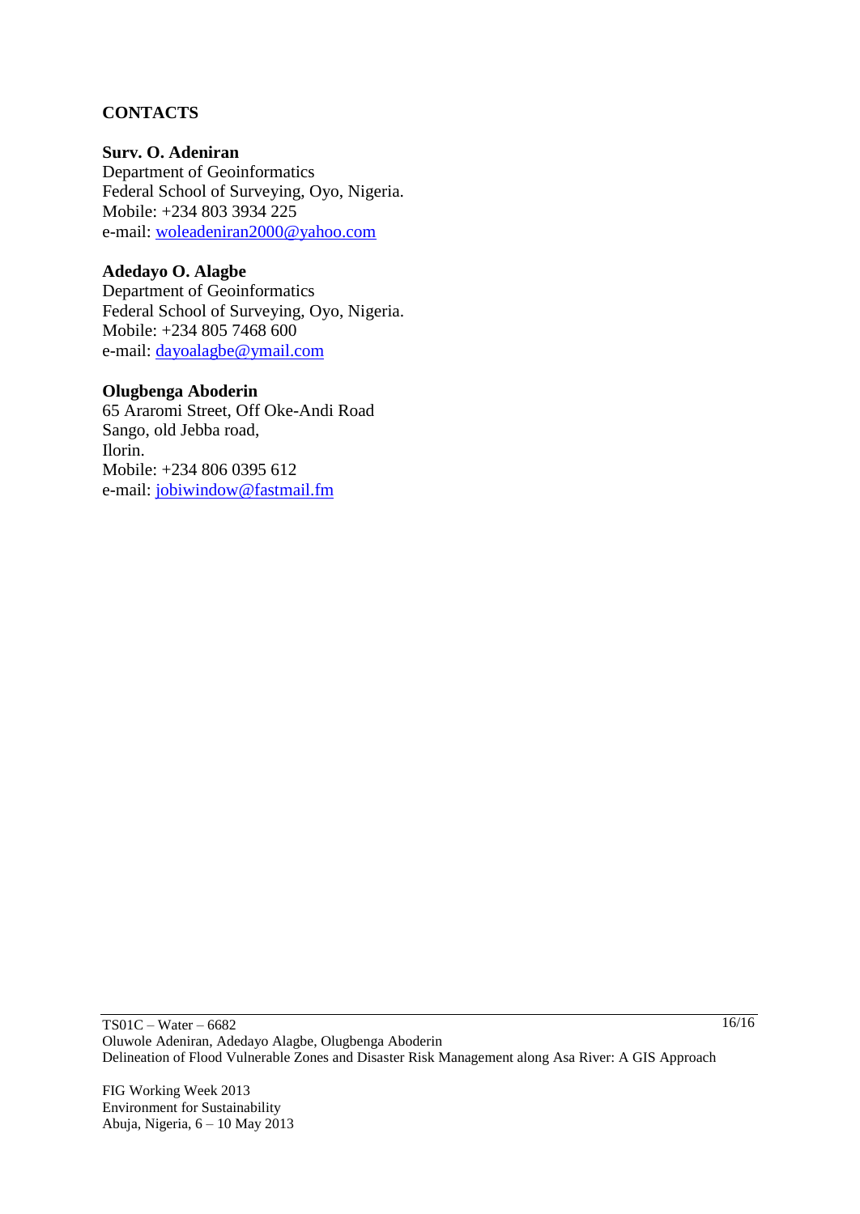## CONTACTS

**Surv. O. Adeniran**
Department of Geoinformatics
Federal School of Surveying, Oyo, Nigeria.
Mobile: +234 803 3934 225
e-mail: woleadeniran2000@yahoo.com

**Adedayo O. Alagbe**
Department of Geoinformatics
Federal School of Surveying, Oyo, Nigeria.
Mobile: +234 805 7468 600
e-mail: dayoalagbe@ymail.com

**Olugbenga Aboderin**
65 Araromi Street, Off Oke-Andi Road
Sango, old Jebba road,
Ilorin.
Mobile: +234 806 0395 612
e-mail: jobiwindow@fastmail.fm